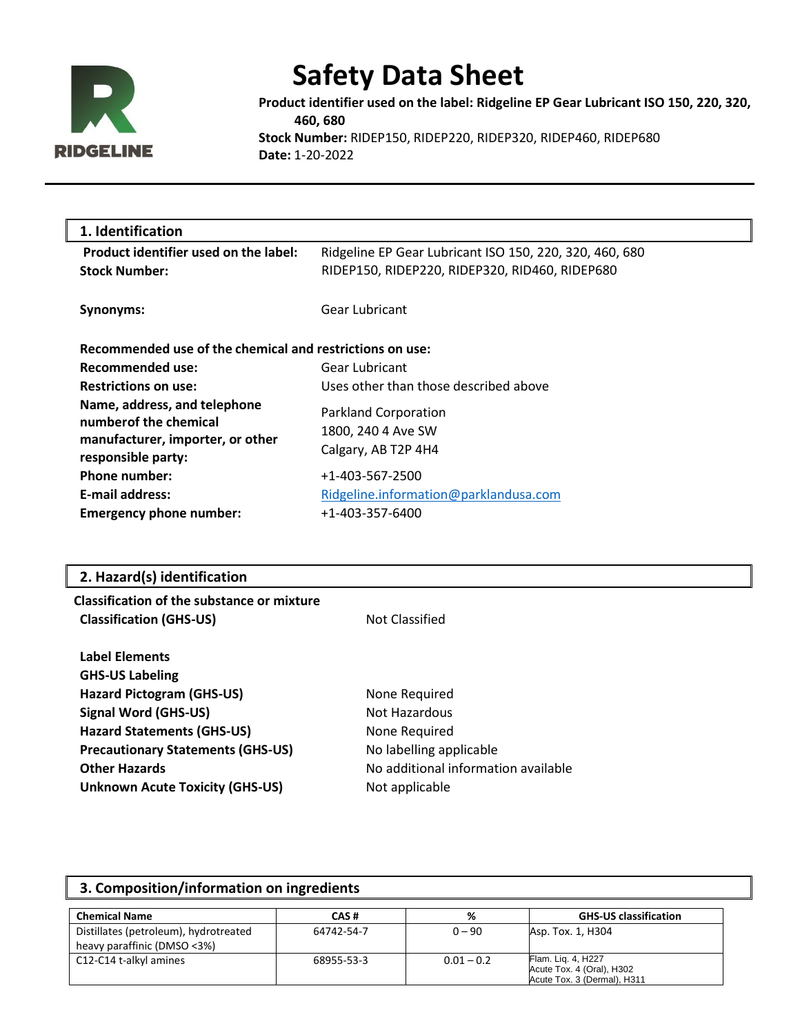RIDGELINE

# Safety Data Sheet

**Product identifier used on the label: Ridgeline EP Gear Lubricant ISO 150, 220, 320, 460, 680**
**Stock Number:** RIDEP150, RIDEP220, RIDEP320, RIDEP460, RIDEP680
**Date:** 1-20-2022

## 1. Identification

| | |
|---|---|
| **Product identifier used on the label:** | Ridgeline EP Gear Lubricant ISO 150, 220, 320, 460, 680 |
| **Stock Number:** | RIDEP150, RIDEP220, RIDEP320, RID460, RIDEP680 |
| **Synonyms:** | Gear Lubricant |

**Recommended use of the chemical and restrictions on use:**

| | |
|---|---|
| **Recommended use:** | Gear Lubricant |
| **Restrictions on use:** | Uses other than those described above |
| **Name, address, and telephone numberof the chemical manufacturer, importer, or other responsible party:** | Parkland Corporation<br>1800, 240 4 Ave SW<br>Calgary, AB T2P 4H4 |
| **Phone number:** | +1-403-567-2500 |
| **E-mail address:** | Ridgeline.information@parklandusa.com |
| **Emergency phone number:** | +1-403-357-6400 |

## 2. Hazard(s) identification

**Classification of the substance or mixture**

| | |
|---|---|
| **Classification (GHS-US)** | Not Classified |

**Label Elements**

**GHS-US Labeling**

| | |
|---|---|
| **Hazard Pictogram (GHS-US)** | None Required |
| **Signal Word (GHS-US)** | Not Hazardous |
| **Hazard Statements (GHS-US)** | None Required |
| **Precautionary Statements (GHS-US)** | No labelling applicable |
| **Other Hazards** | No additional information available |
| **Unknown Acute Toxicity (GHS-US)** | Not applicable |

## 3. Composition/information on ingredients

| Chemical Name | CAS # | % | GHS-US classification |
|---|---|---|---|
| Distillates (petroleum), hydrotreated heavy paraffinic (DMSO <3%) | 64742-54-7 | 0 – 90 | Asp. Tox. 1, H304 |
| C12-C14 t-alkyl amines | 68955-53-3 | 0.01 – 0.2 | Flam. Liq. 4, H227<br>Acute Tox. 4 (Oral), H302<br>Acute Tox. 3 (Dermal), H311 |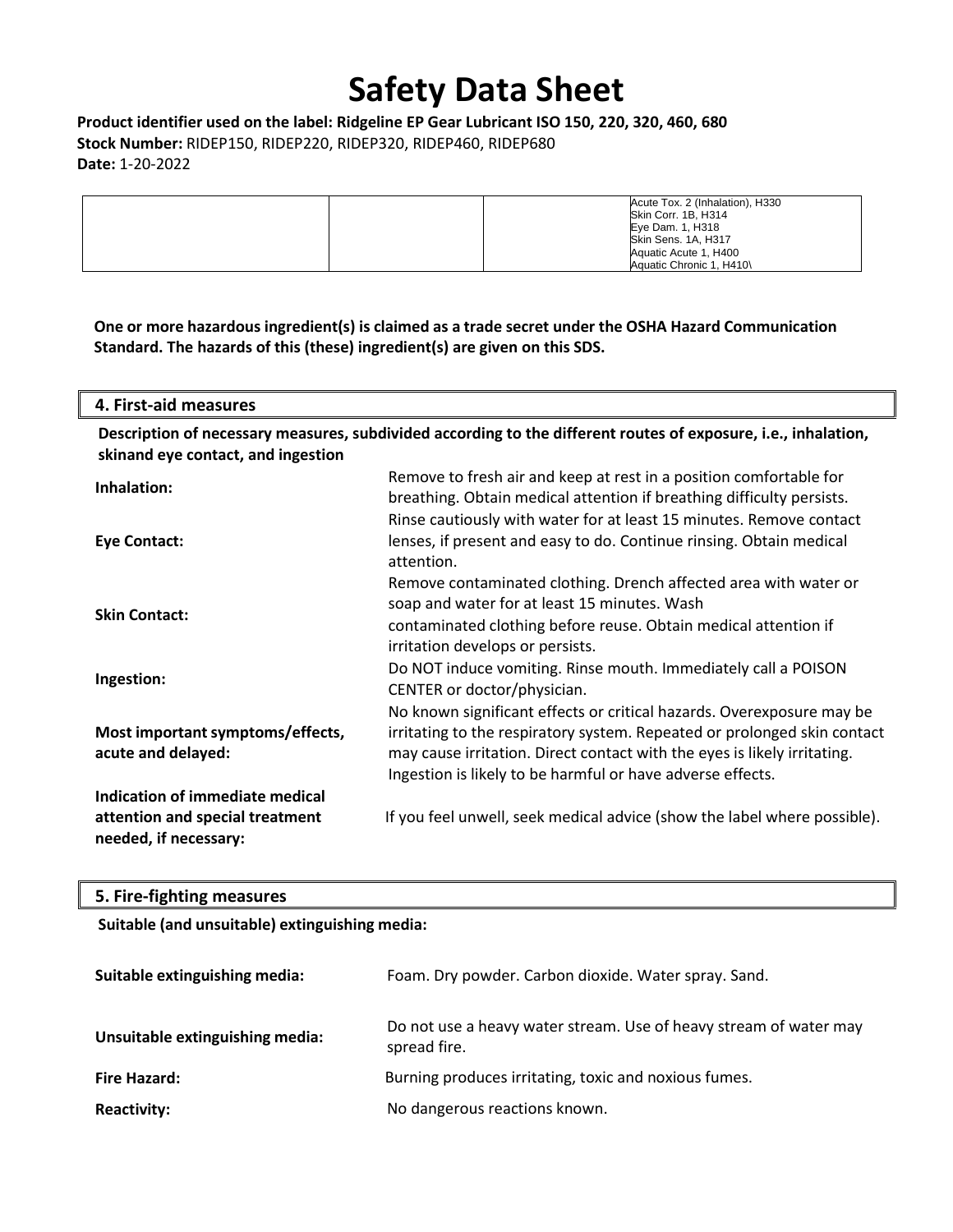# Safety Data Sheet

**Product identifier used on the label: Ridgeline EP Gear Lubricant ISO 150, 220, 320, 460, 680**
**Stock Number:** RIDEP150, RIDEP220, RIDEP320, RIDEP460, RIDEP680
**Date:** 1-20-2022

| | | | |
|---|---|---|---|
| | | | Acute Tox. 2 (Inhalation), H330<br>Skin Corr. 1B, H314<br>Eye Dam. 1, H318<br>Skin Sens. 1A, H317<br>Aquatic Acute 1, H400<br>Aquatic Chronic 1, H410\ |

**One or more hazardous ingredient(s) is claimed as a trade secret under the OSHA Hazard Communication Standard. The hazards of this (these) ingredient(s) are given on this SDS.**

## 4. First-aid measures

**Description of necessary measures, subdivided according to the different routes of exposure, i.e., inhalation, skinand eye contact, and ingestion**

**Inhalation:** Remove to fresh air and keep at rest in a position comfortable for breathing. Obtain medical attention if breathing difficulty persists.

**Eye Contact:** Rinse cautiously with water for at least 15 minutes. Remove contact lenses, if present and easy to do. Continue rinsing. Obtain medical attention.

**Skin Contact:** Remove contaminated clothing. Drench affected area with water or soap and water for at least 15 minutes. Wash contaminated clothing before reuse. Obtain medical attention if irritation develops or persists.

**Ingestion:** Do NOT induce vomiting. Rinse mouth. Immediately call a POISON CENTER or doctor/physician.

**Most important symptoms/effects, acute and delayed:** No known significant effects or critical hazards. Overexposure may be irritating to the respiratory system. Repeated or prolonged skin contact may cause irritation. Direct contact with the eyes is likely irritating. Ingestion is likely to be harmful or have adverse effects.

**Indication of immediate medical attention and special treatment needed, if necessary:** If you feel unwell, seek medical advice (show the label where possible).

## 5. Fire-fighting measures

**Suitable (and unsuitable) extinguishing media:**

**Suitable extinguishing media:** Foam. Dry powder. Carbon dioxide. Water spray. Sand.

**Unsuitable extinguishing media:** Do not use a heavy water stream. Use of heavy stream of water may spread fire.

**Fire Hazard:** Burning produces irritating, toxic and noxious fumes.

**Reactivity:** No dangerous reactions known.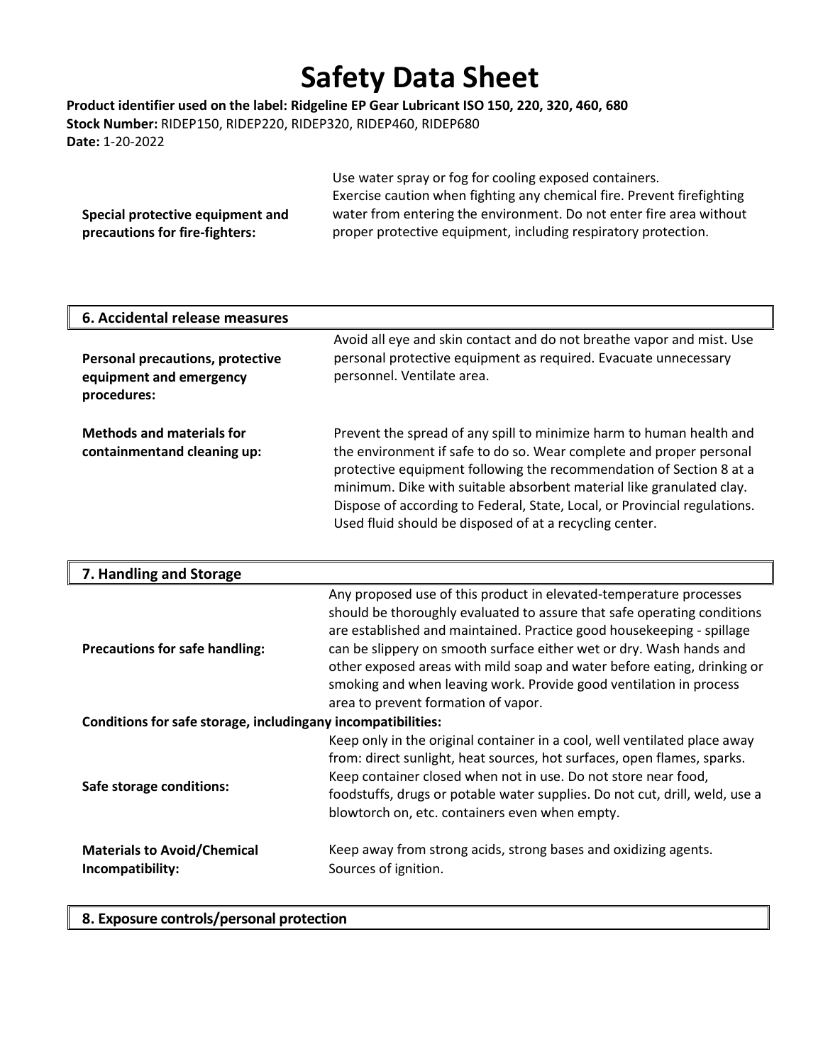**Special protective equipment and precautions for fire-fighters:** Use water spray or fog for cooling exposed containers. Exercise caution when fighting any chemical fire. Prevent firefighting water from entering the environment. Do not enter fire area without proper protective equipment, including respiratory protection.

## 6. Accidental release measures

**Personal precautions, protective equipment and emergency procedures:** Avoid all eye and skin contact and do not breathe vapor and mist. Use personal protective equipment as required. Evacuate unnecessary personnel. Ventilate area.

**Methods and materials for containmentand cleaning up:** Prevent the spread of any spill to minimize harm to human health and the environment if safe to do so. Wear complete and proper personal protective equipment following the recommendation of Section 8 at a minimum. Dike with suitable absorbent material like granulated clay. Dispose of according to Federal, State, Local, or Provincial regulations. Used fluid should be disposed of at a recycling center.

## 7. Handling and Storage

**Precautions for safe handling:** Any proposed use of this product in elevated-temperature processes should be thoroughly evaluated to assure that safe operating conditions are established and maintained. Practice good housekeeping - spillage can be slippery on smooth surface either wet or dry. Wash hands and other exposed areas with mild soap and water before eating, drinking or smoking and when leaving work. Provide good ventilation in process area to prevent formation of vapor.

**Conditions for safe storage, includingany incompatibilities:**

**Safe storage conditions:** Keep only in the original container in a cool, well ventilated place away from: direct sunlight, heat sources, hot surfaces, open flames, sparks. Keep container closed when not in use. Do not store near food, foodstuffs, drugs or potable water supplies. Do not cut, drill, weld, use a blowtorch on, etc. containers even when empty.

**Materials to Avoid/Chemical Incompatibility:** Keep away from strong acids, strong bases and oxidizing agents. Sources of ignition.

## 8. Exposure controls/personal protection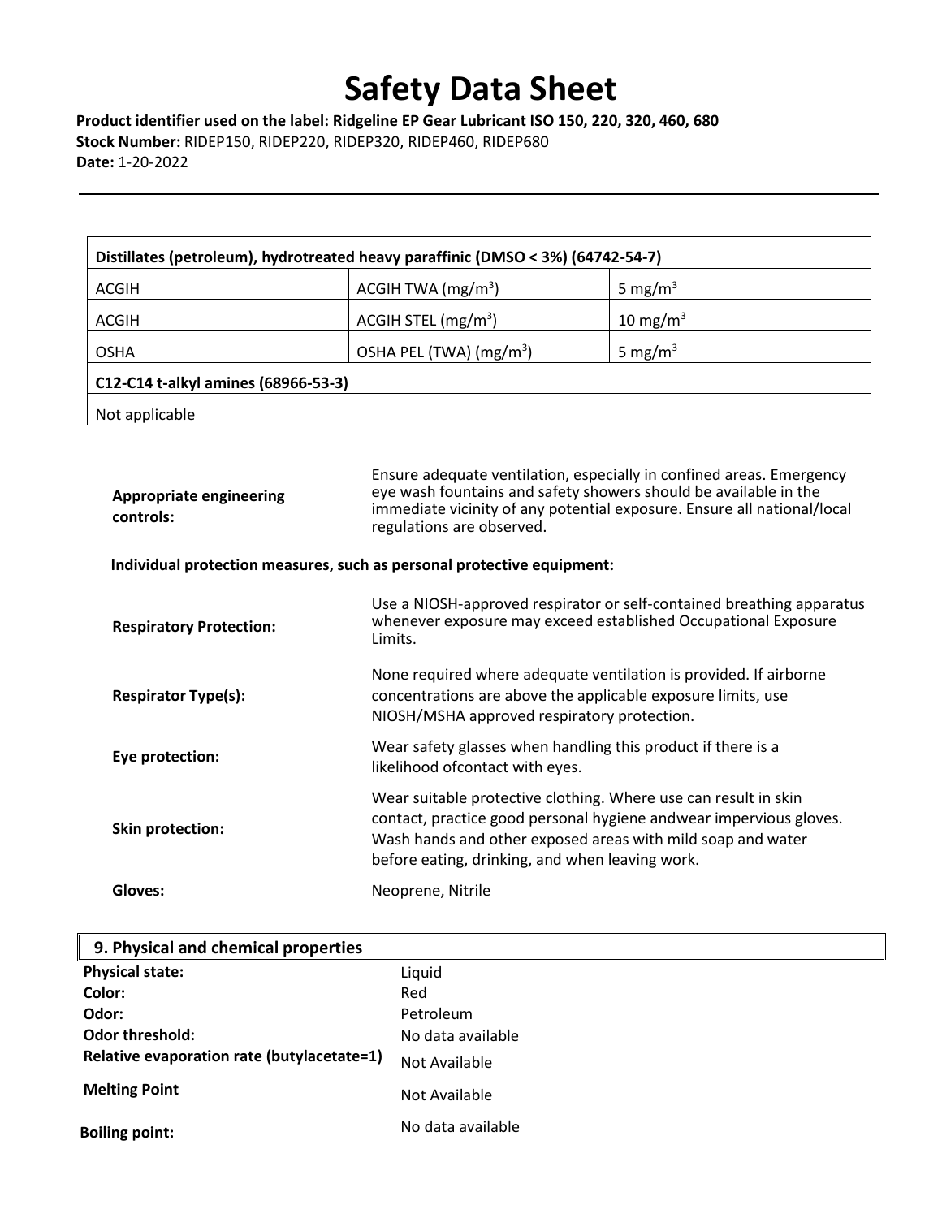# Safety Data Sheet

**Product identifier used on the label: Ridgeline EP Gear Lubricant ISO 150, 220, 320, 460, 680**
**Stock Number:** RIDEP150, RIDEP220, RIDEP320, RIDEP460, RIDEP680
**Date:** 1-20-2022

| **Distillates (petroleum), hydrotreated heavy paraffinic (DMSO < 3%) (64742-54-7)** | | |
|---|---|---|
| ACGIH | ACGIH TWA (mg/m$^3$) | 5 mg/m$^3$ |
| ACGIH | ACGIH STEL (mg/m$^3$) | 10 mg/m$^3$ |
| OSHA | OSHA PEL (TWA) (mg/m$^3$) | 5 mg/m$^3$ |
| **C12-C14 t-alkyl amines (68966-53-3)** | | |
| Not applicable | | |

**Appropriate engineering controls:** Ensure adequate ventilation, especially in confined areas. Emergency eye wash fountains and safety showers should be available in the immediate vicinity of any potential exposure. Ensure all national/local regulations are observed.

**Individual protection measures, such as personal protective equipment:**

**Respiratory Protection:** Use a NIOSH-approved respirator or self-contained breathing apparatus whenever exposure may exceed established Occupational Exposure Limits.

**Respirator Type(s):** None required where adequate ventilation is provided. If airborne concentrations are above the applicable exposure limits, use NIOSH/MSHA approved respiratory protection.

**Eye protection:** Wear safety glasses when handling this product if there is a likelihood ofcontact with eyes.

**Skin protection:** Wear suitable protective clothing. Where use can result in skin contact, practice good personal hygiene andwear impervious gloves. Wash hands and other exposed areas with mild soap and water before eating, drinking, and when leaving work.

**Gloves:** Neoprene, Nitrile

## 9. Physical and chemical properties

| | |
|---|---|
| **Physical state:** | Liquid |
| **Color:** | Red |
| **Odor:** | Petroleum |
| **Odor threshold:** | No data available |
| **Relative evaporation rate (butylacetate=1)** | Not Available |
| **Melting Point** | Not Available |
| **Boiling point:** | No data available |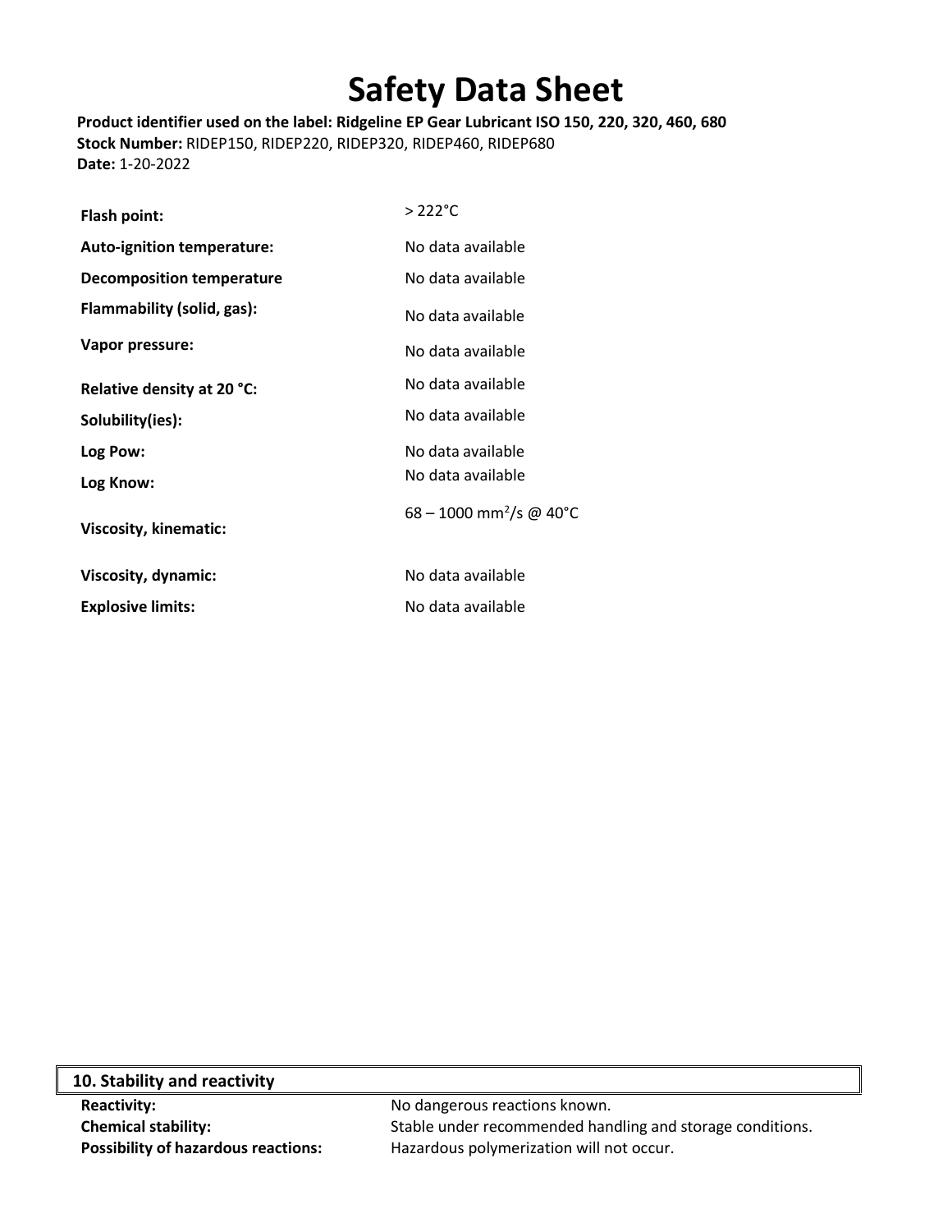# Safety Data Sheet

**Product identifier used on the label: Ridgeline EP Gear Lubricant ISO 150, 220, 320, 460, 680**
**Stock Number:** RIDEP150, RIDEP220, RIDEP320, RIDEP460, RIDEP680
**Date:** 1-20-2022

| | |
|---|---|
| **Flash point:** | > 222°C |
| **Auto-ignition temperature:** | No data available |
| **Decomposition temperature** | No data available |
| **Flammability (solid, gas):** | No data available |
| **Vapor pressure:** | No data available |
| **Relative density at 20 °C:** | No data available |
| **Solubility(ies):** | No data available |
| **Log Pow:** | No data available |
| **Log Know:** | No data available |
| **Viscosity, kinematic:** | 68 – 1000 $mm^2/s$ @ 40°C |
| **Viscosity, dynamic:** | No data available |
| **Explosive limits:** | No data available |

## 10. Stability and reactivity

| | |
|---|---|
| **Reactivity:** | No dangerous reactions known. |
| **Chemical stability:** | Stable under recommended handling and storage conditions. |
| **Possibility of hazardous reactions:** | Hazardous polymerization will not occur. |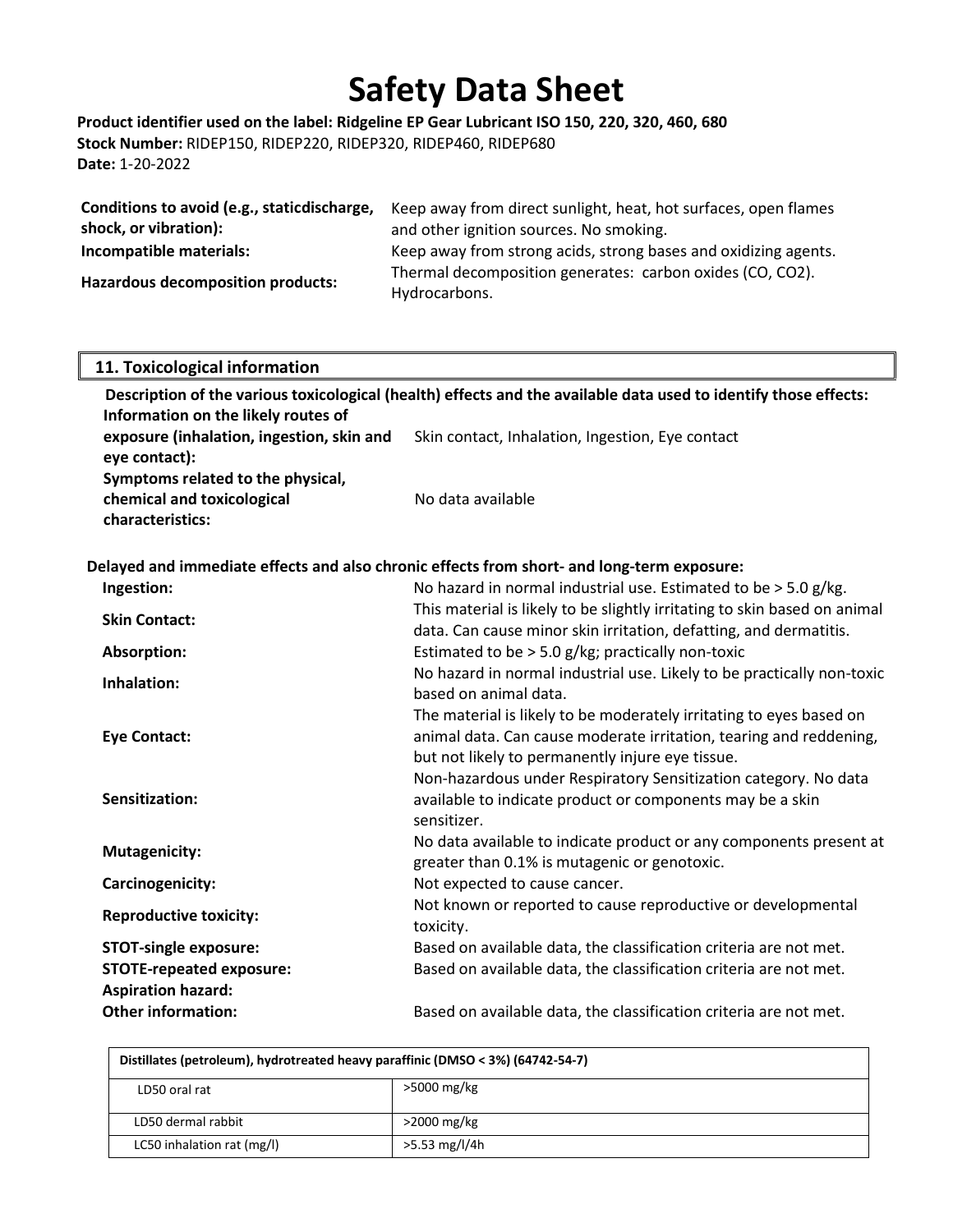# Safety Data Sheet

**Product identifier used on the label: Ridgeline EP Gear Lubricant ISO 150, 220, 320, 460, 680**
**Stock Number:** RIDEP150, RIDEP220, RIDEP320, RIDEP460, RIDEP680
**Date:** 1-20-2022

| | |
|---|---|
| **Conditions to avoid (e.g., staticdischarge, shock, or vibration):** | Keep away from direct sunlight, heat, hot surfaces, open flames and other ignition sources. No smoking. |
| **Incompatible materials:** | Keep away from strong acids, strong bases and oxidizing agents. |
| **Hazardous decomposition products:** | Thermal decomposition generates: carbon oxides (CO, $CO_2$). Hydrocarbons. |

## 11. Toxicological information

**Description of the various toxicological (health) effects and the available data used to identify those effects:**

| | |
|---|---|
| **Information on the likely routes of exposure (inhalation, ingestion, skin and eye contact):** | Skin contact, Inhalation, Ingestion, Eye contact |
| **Symptoms related to the physical, chemical and toxicological characteristics:** | No data available |

**Delayed and immediate effects and also chronic effects from short- and long-term exposure:**

| | |
|---|---|
| **Ingestion:** | No hazard in normal industrial use. Estimated to be > 5.0 g/kg. |
| **Skin Contact:** | This material is likely to be slightly irritating to skin based on animal data. Can cause minor skin irritation, defatting, and dermatitis. |
| **Absorption:** | Estimated to be > 5.0 g/kg; practically non-toxic |
| **Inhalation:** | No hazard in normal industrial use. Likely to be practically non-toxic based on animal data. |
| **Eye Contact:** | The material is likely to be moderately irritating to eyes based on animal data. Can cause moderate irritation, tearing and reddening, but not likely to permanently injure eye tissue. |
| **Sensitization:** | Non-hazardous under Respiratory Sensitization category. No data available to indicate product or components may be a skin sensitizer. |
| **Mutagenicity:** | No data available to indicate product or any components present at greater than 0.1% is mutagenic or genotoxic. |
| **Carcinogenicity:** | Not expected to cause cancer. |
| **Reproductive toxicity:** | Not known or reported to cause reproductive or developmental toxicity. |
| **STOT-single exposure:** | Based on available data, the classification criteria are not met. |
| **STOTE-repeated exposure:** | Based on available data, the classification criteria are not met. |
| **Aspiration hazard:** | |
| **Other information:** | Based on available data, the classification criteria are not met. |

| Distillates (petroleum), hydrotreated heavy paraffinic (DMSO < 3%) (64742-54-7) | |
|---|---|
| LD50 oral rat | >5000 mg/kg |
| LD50 dermal rabbit | >2000 mg/kg |
| LC50 inhalation rat (mg/l) | >5.53 mg/l/4h |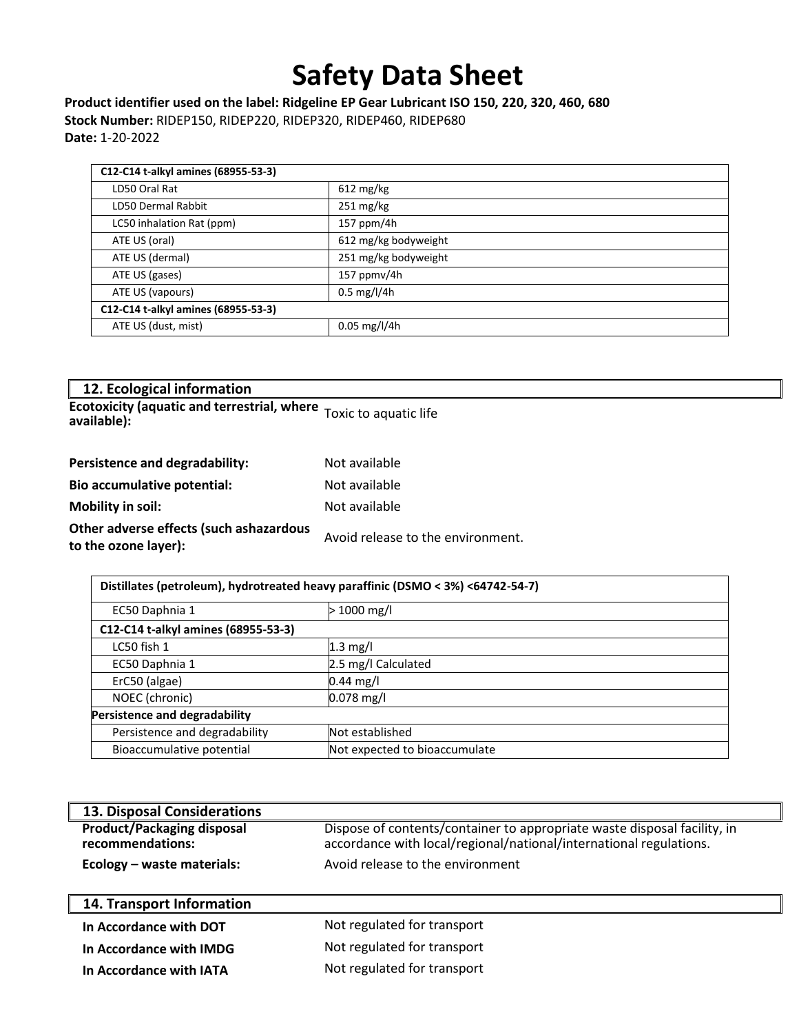# Safety Data Sheet

**Product identifier used on the label: Ridgeline EP Gear Lubricant ISO 150, 220, 320, 460, 680**
**Stock Number:** RIDEP150, RIDEP220, RIDEP320, RIDEP460, RIDEP680
**Date:** 1-20-2022

| C12-C14 t-alkyl amines (68955-53-3) | |
|---|---|
| LD50 Oral Rat | 612 mg/kg |
| LD50 Dermal Rabbit | 251 mg/kg |
| LC50 inhalation Rat (ppm) | 157 ppm/4h |
| ATE US (oral) | 612 mg/kg bodyweight |
| ATE US (dermal) | 251 mg/kg bodyweight |
| ATE US (gases) | 157 ppmv/4h |
| ATE US (vapours) | 0.5 mg/l/4h |
| **C12-C14 t-alkyl amines (68955-53-3)** | |
| ATE US (dust, mist) | 0.05 mg/l/4h |

## 12. Ecological information

**Ecotoxicity (aquatic and terrestrial, where available):** Toxic to aquatic life

**Persistence and degradability:** Not available

**Bio accumulative potential:** Not available

**Mobility in soil:** Not available

**Other adverse effects (such ashazardous to the ozone layer):** Avoid release to the environment.

| Distillates (petroleum), hydrotreated heavy paraffinic (DSMO < 3%) <64742-54-7) | |
|---|---|
| EC50 Daphnia 1 | > 1000 mg/l |
| **C12-C14 t-alkyl amines (68955-53-3)** | |
| LC50 fish 1 | 1.3 mg/l |
| EC50 Daphnia 1 | 2.5 mg/l Calculated |
| ErC50 (algae) | 0.44 mg/l |
| NOEC (chronic) | 0.078 mg/l |
| **Persistence and degradability** | |
| Persistence and degradability | Not established |
| Bioaccumulative potential | Not expected to bioaccumulate |

## 13. Disposal Considerations

**Product/Packaging disposal recommendations:** Dispose of contents/container to appropriate waste disposal facility, in accordance with local/regional/national/international regulations.

**Ecology – waste materials:** Avoid release to the environment

## 14. Transport Information

**In Accordance with DOT** Not regulated for transport

**In Accordance with IMDG** Not regulated for transport

**In Accordance with IATA** Not regulated for transport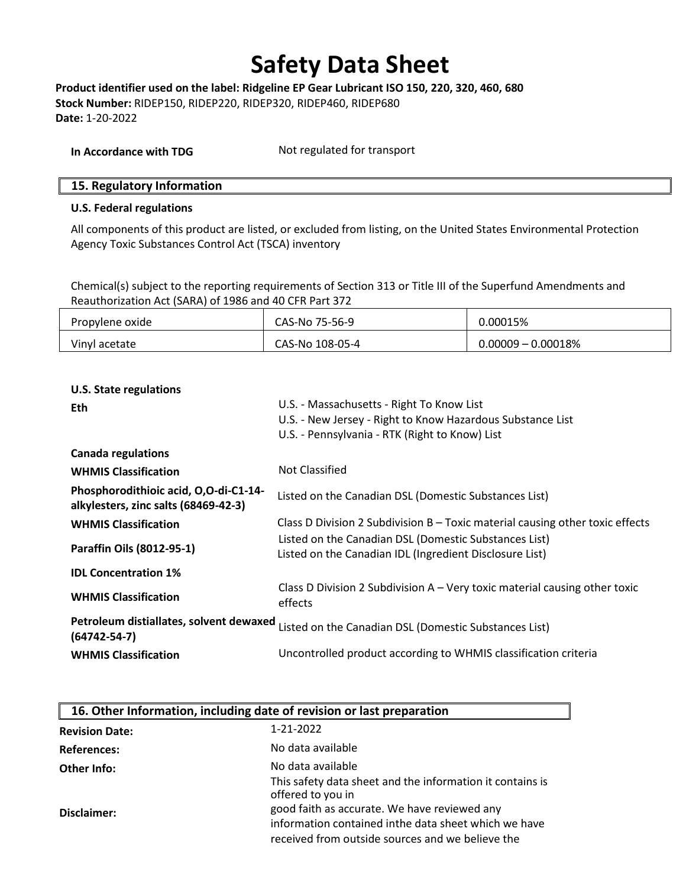# Safety Data Sheet

**Product identifier used on the label: Ridgeline EP Gear Lubricant ISO 150, 220, 320, 460, 680**
**Stock Number:** RIDEP150, RIDEP220, RIDEP320, RIDEP460, RIDEP680
**Date:** 1-20-2022

**In Accordance with TDG** Not regulated for transport

## 15. Regulatory Information

**U.S. Federal regulations**

All components of this product are listed, or excluded from listing, on the United States Environmental Protection Agency Toxic Substances Control Act (TSCA) inventory

Chemical(s) subject to the reporting requirements of Section 313 or Title III of the Superfund Amendments and Reauthorization Act (SARA) of 1986 and 40 CFR Part 372

| | | |
|---|---|---|
| Propylene oxide | CAS-No 75-56-9 | 0.00015% |
| Vinyl acetate | CAS-No 108-05-4 | 0.00009 – 0.00018% |

**U.S. State regulations**

**Eth**
U.S. - Massachusetts - Right To Know List
U.S. - New Jersey - Right to Know Hazardous Substance List
U.S. - Pennsylvania - RTK (Right to Know) List

**Canada regulations**

**WHMIS Classification** Not Classified

**Phosphorodithioic acid, O,O-di-C1-14-alkylesters, zinc salts (68469-42-3)** Listed on the Canadian DSL (Domestic Substances List)

**WHMIS Classification** Class D Division 2 Subdivision B – Toxic material causing other toxic effects

**Paraffin Oils (8012-95-1)** Listed on the Canadian DSL (Domestic Substances List)
Listed on the Canadian IDL (Ingredient Disclosure List)

**IDL Concentration 1%**

**WHMIS Classification** Class D Division 2 Subdivision A – Very toxic material causing other toxic effects

**Petroleum distiallates, solvent dewaxed (64742-54-7)** Listed on the Canadian DSL (Domestic Substances List)

**WHMIS Classification** Uncontrolled product according to WHMIS classification criteria

## 16. Other Information, including date of revision or last preparation

**Revision Date:** 1-21-2022

**References:** No data available

**Other Info:** No data available

**Disclaimer:** This safety data sheet and the information it contains is offered to you in good faith as accurate. We have reviewed any information contained inthe data sheet which we have received from outside sources and we believe the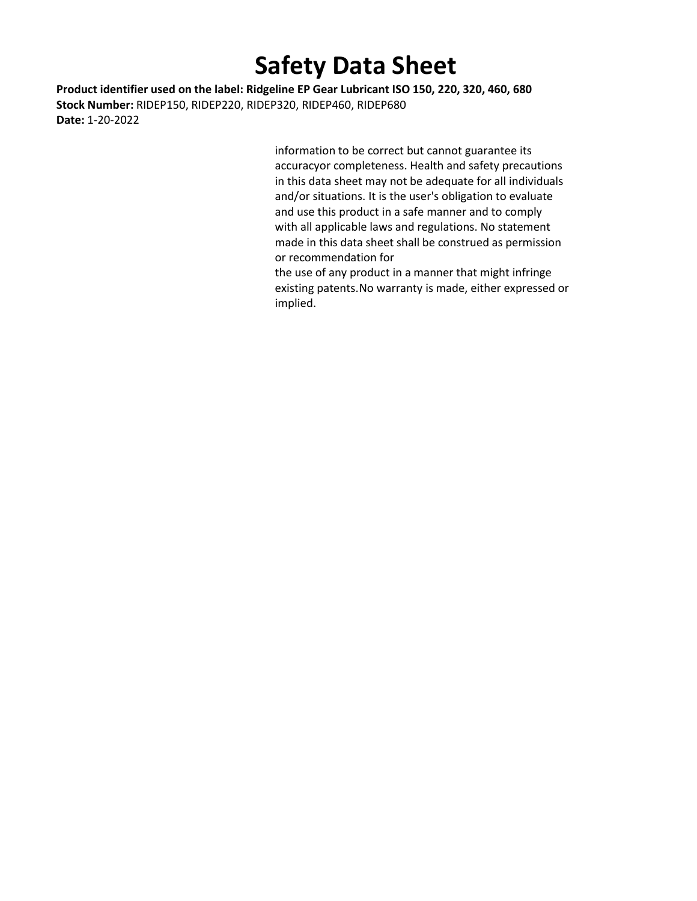information to be correct but cannot guarantee its accuracyor completeness. Health and safety precautions in this data sheet may not be adequate for all individuals and/or situations. It is the user's obligation to evaluate and use this product in a safe manner and to comply with all applicable laws and regulations. No statement made in this data sheet shall be construed as permission or recommendation for

the use of any product in a manner that might infringe existing patents.No warranty is made, either expressed or implied.